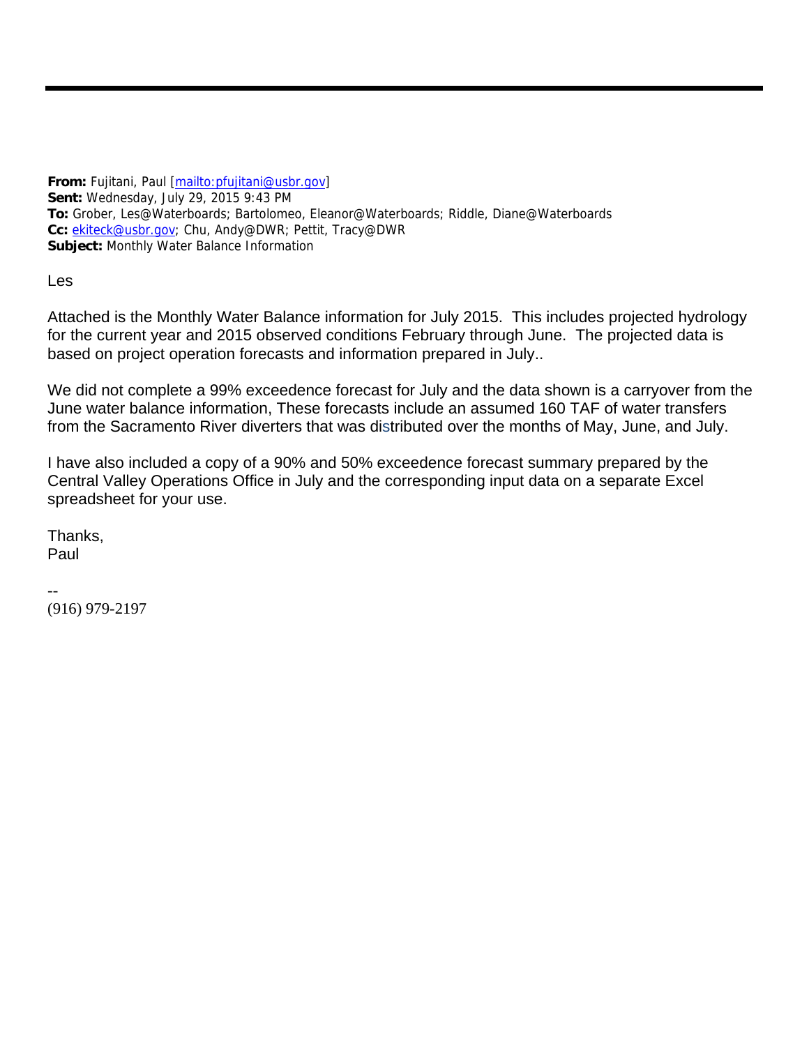**From:** Fujitani, Paul [mailto:pfujitani@usbr.gov]
**Sent:** Wednesday, July 29, 2015 9:43 PM
**To:** Grober, Les@Waterboards; Bartolomeo, Eleanor@Waterboards; Riddle, Diane@Waterboards
**Cc:** ekiteck@usbr.gov; Chu, Andy@DWR; Pettit, Tracy@DWR
**Subject:** Monthly Water Balance Information

Les

Attached is the Monthly Water Balance information for July 2015. This includes projected hydrology for the current year and 2015 observed conditions February through June. The projected data is based on project operation forecasts and information prepared in July..

We did not complete a 99% exceedence forecast for July and the data shown is a carryover from the June water balance information, These forecasts include an assumed 160 TAF of water transfers from the Sacramento River diverters that was distributed over the months of May, June, and July.

I have also included a copy of a 90% and 50% exceedence forecast summary prepared by the Central Valley Operations Office in July and the corresponding input data on a separate Excel spreadsheet for your use.

Thanks,
Paul

--
(916) 979-2197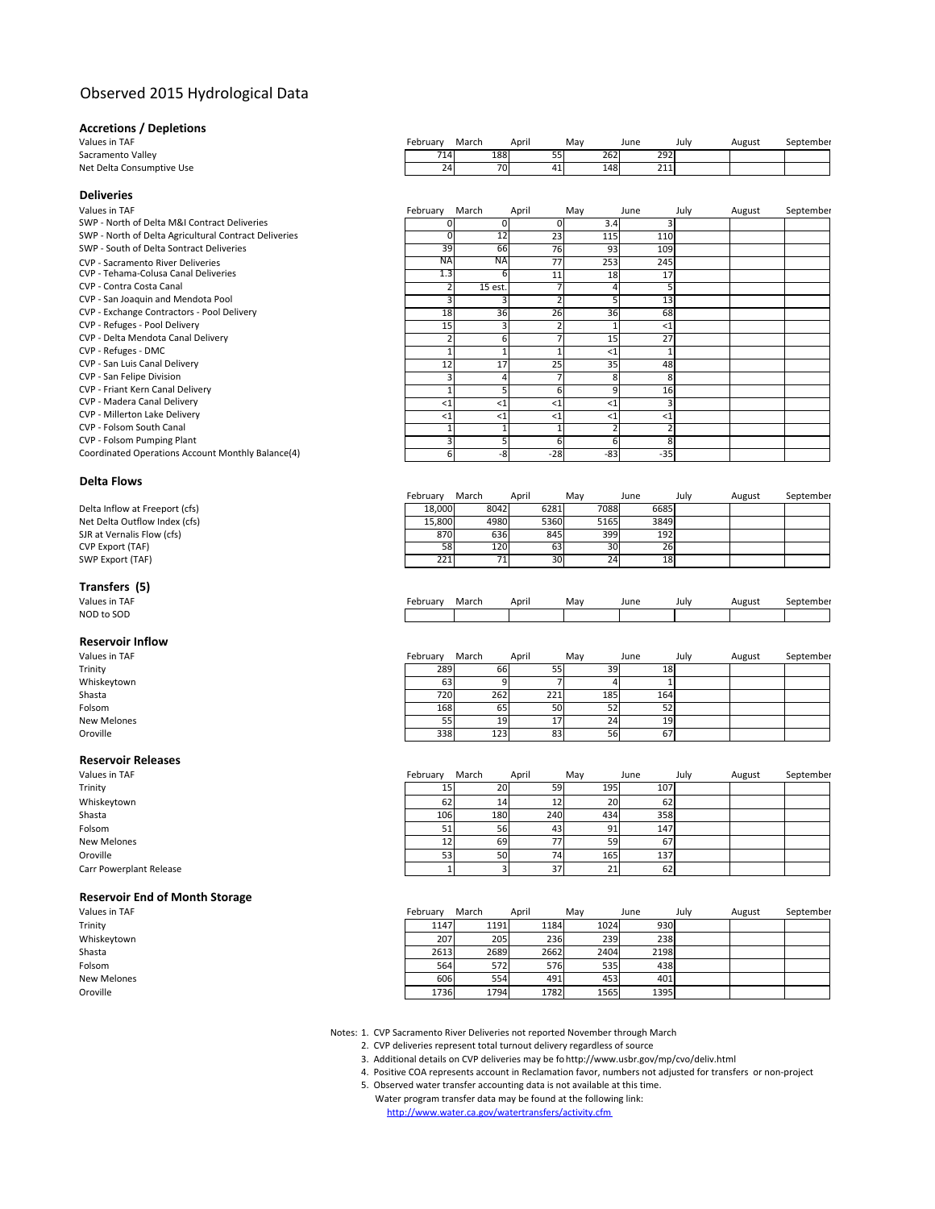# Observed 2015 Hydrological Data

## Accretions / Depletions

| Values in TAF | February | March | April | May | June | July | August | September |
|---|---|---|---|---|---|---|---|---|
| Sacramento Valley | 714 | 188 | 55 | 262 | 292 | | | |
| Net Delta Consumptive Use | 24 | 70 | 41 | 148 | 211 | | | |

## Deliveries

| Values in TAF | February | March | April | May | June | July | August | September |
|---|---|---|---|---|---|---|---|---|
| SWP - North of Delta M&I Contract Deliveries | 0 | 0 | 0 | 3.4 | 3 | | | |
| SWP - North of Delta Agricultural Contract Deliveries | 0 | 12 | 23 | 115 | 110 | | | |
| SWP - South of Delta Sontract Deliveries | 39 | 66 | 76 | 93 | 109 | | | |
| CVP - Sacramento River Deliveries | NA | NA | 77 | 253 | 245 | | | |
| CVP - Tehama-Colusa Canal Deliveries | 1.3 | 6 | 11 | 18 | 17 | | | |
| CVP - Contra Costa Canal | 2 | 15 est. | 7 | 4 | 5 | | | |
| CVP - San Joaquin and Mendota Pool | 3 | 3 | 2 | 5 | 13 | | | |
| CVP - Exchange Contractors - Pool Delivery | 18 | 36 | 26 | 36 | 68 | | | |
| CVP - Refuges - Pool Delivery | 15 | 3 | 2 | 1 | <1 | | | |
| CVP - Delta Mendota Canal Delivery | 2 | 6 | 7 | 15 | 27 | | | |
| CVP - Refuges - DMC | 1 | 1 | 1 | <1 | 1 | | | |
| CVP - San Luis Canal Delivery | 12 | 17 | 25 | 35 | 48 | | | |
| CVP - San Felipe Division | 3 | 4 | 7 | 8 | 8 | | | |
| CVP - Friant Kern Canal Delivery | 1 | 5 | 6 | 9 | 16 | | | |
| CVP - Madera Canal Delivery | <1 | <1 | <1 | <1 | 3 | | | |
| CVP - Millerton Lake Delivery | <1 | <1 | <1 | <1 | <1 | | | |
| CVP - Folsom South Canal | 1 | 1 | 1 | 2 | 2 | | | |
| CVP - Folsom Pumping Plant | 3 | 5 | 6 | 6 | 8 | | | |
| Coordinated Operations Account Monthly Balance(4) | 6 | -8 | -28 | -83 | -35 | | | |

## Delta Flows

| | February | March | April | May | June | July | August | September |
|---|---|---|---|---|---|---|---|---|
| Delta Inflow at Freeport (cfs) | 18,000 | 8042 | 6281 | 7088 | 6685 | | | |
| Net Delta Outflow Index (cfs) | 15,800 | 4980 | 5360 | 5165 | 3849 | | | |
| SJR at Vernalis Flow (cfs) | 870 | 636 | 845 | 399 | 192 | | | |
| CVP Export (TAF) | 58 | 120 | 63 | 30 | 26 | | | |
| SWP Export (TAF) | 221 | 71 | 30 | 24 | 18 | | | |

## Transfers (5)

| Values in TAF | February | March | April | May | June | July | August | September |
|---|---|---|---|---|---|---|---|---|
| NOD to SOD | | | | | | | | |

## Reservoir Inflow

| Values in TAF | February | March | April | May | June | July | August | September |
|---|---|---|---|---|---|---|---|---|
| Trinity | 289 | 66 | 55 | 39 | 18 | | | |
| Whiskeytown | 63 | 9 | 7 | 4 | 1 | | | |
| Shasta | 720 | 262 | 221 | 185 | 164 | | | |
| Folsom | 168 | 65 | 50 | 52 | 52 | | | |
| New Melones | 55 | 19 | 17 | 24 | 19 | | | |
| Oroville | 338 | 123 | 83 | 56 | 67 | | | |

## Reservoir Releases

| Values in TAF | February | March | April | May | June | July | August | September |
|---|---|---|---|---|---|---|---|---|
| Trinity | 15 | 20 | 59 | 195 | 107 | | | |
| Whiskeytown | 62 | 14 | 12 | 20 | 62 | | | |
| Shasta | 106 | 180 | 240 | 434 | 358 | | | |
| Folsom | 51 | 56 | 43 | 91 | 147 | | | |
| New Melones | 12 | 69 | 77 | 59 | 67 | | | |
| Oroville | 53 | 50 | 74 | 165 | 137 | | | |
| Carr Powerplant Release | 1 | 3 | 37 | 21 | 62 | | | |

## Reservoir End of Month Storage

| Values in TAF | February | March | April | May | June | July | August | September |
|---|---|---|---|---|---|---|---|---|
| Trinity | 1147 | 1191 | 1184 | 1024 | 930 | | | |
| Whiskeytown | 207 | 205 | 236 | 239 | 238 | | | |
| Shasta | 2613 | 2689 | 2662 | 2404 | 2198 | | | |
| Folsom | 564 | 572 | 576 | 535 | 438 | | | |
| New Melones | 606 | 554 | 491 | 453 | 401 | | | |
| Oroville | 1736 | 1794 | 1782 | 1565 | 1395 | | | |

Notes:
1. CVP Sacramento River Deliveries not reported November through March
2. CVP deliveries represent total turnout delivery regardless of source
3. Additional details on CVP deliveries may be fo http://www.usbr.gov/mp/cvo/deliv.html
4. Positive COA represents account in Reclamation favor, numbers not adjusted for transfers or non-project
5. Observed water transfer accounting data is not available at this time.
   Water program transfer data may be found at the following link:
   http://www.water.ca.gov/watertransfers/activity.cfm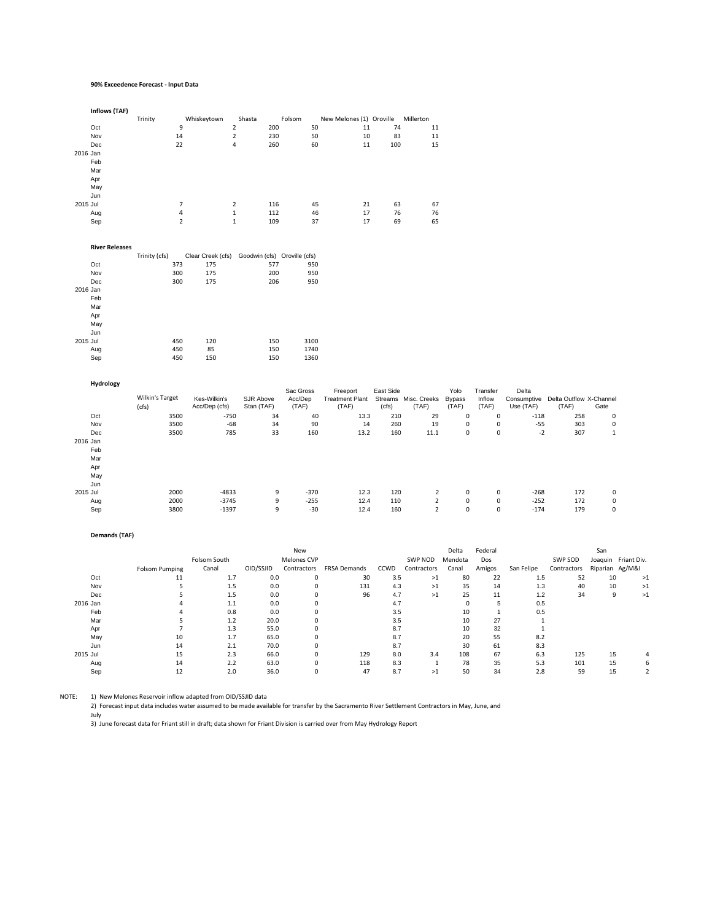**90% Exceedence Forecast - Input Data**

**Inflows (TAF)**

| | Trinity | Whiskeytown | Shasta | Folsom | New Melones (1) | Oroville | Millerton |
|---|---|---|---|---|---|---|---|
| Oct | 9 | 2 | 200 | 50 | 11 | 74 | 11 |
| Nov | 14 | 2 | 230 | 50 | 10 | 83 | 11 |
| Dec | 22 | 4 | 260 | 60 | 11 | 100 | 15 |
| 2016 Jan | | | | | | | |
| Feb | | | | | | | |
| Mar | | | | | | | |
| Apr | | | | | | | |
| May | | | | | | | |
| Jun | | | | | | | |
| 2015 Jul | 7 | 2 | 116 | 45 | 21 | 63 | 67 |
| Aug | 4 | 1 | 112 | 46 | 17 | 76 | 76 |
| Sep | 2 | 1 | 109 | 37 | 17 | 69 | 65 |

**River Releases**

| | Trinity (cfs) | Clear Creek (cfs) | Goodwin (cfs) | Oroville (cfs) |
|---|---|---|---|---|
| Oct | 373 | 175 | 577 | 950 |
| Nov | 300 | 175 | 200 | 950 |
| Dec | 300 | 175 | 206 | 950 |
| 2016 Jan | | | | |
| Feb | | | | |
| Mar | | | | |
| Apr | | | | |
| May | | | | |
| Jun | | | | |
| 2015 Jul | 450 | 120 | 150 | 3100 |
| Aug | 450 | 85 | 150 | 1740 |
| Sep | 450 | 150 | 150 | 1360 |

**Hydrology**

| | Wilkin's Target (cfs) | Kes-Wilkin's Acc/Dep (cfs) | SJR Above Stan (TAF) | Sac Gross Acc/Dep (TAF) | Freeport Treatment Plant (TAF) | East Side Streams (cfs) | Misc. Creeks (TAF) | Yolo Bypass (TAF) | Transfer Inflow (TAF) | Delta Consumptive Use (TAF) | Delta Outflow (TAF) | X-Channel Gate |
|---|---|---|---|---|---|---|---|---|---|---|---|---|
| Oct | 3500 | -750 | 34 | 40 | 13.3 | 210 | 29 | 0 | 0 | -118 | 258 | 0 |
| Nov | 3500 | -68 | 34 | 90 | 14 | 260 | 19 | 0 | 0 | -55 | 303 | 0 |
| Dec | 3500 | 785 | 33 | 160 | 13.2 | 160 | 11.1 | 0 | 0 | -2 | 307 | 1 |
| 2016 Jan | | | | | | | | | | | | |
| Feb | | | | | | | | | | | | |
| Mar | | | | | | | | | | | | |
| Apr | | | | | | | | | | | | |
| May | | | | | | | | | | | | |
| Jun | | | | | | | | | | | | |
| 2015 Jul | 2000 | -4833 | 9 | -370 | 12.3 | 120 | 2 | 0 | 0 | -268 | 172 | 0 |
| Aug | 2000 | -3745 | 9 | -255 | 12.4 | 110 | 2 | 0 | 0 | -252 | 172 | 0 |
| Sep | 3800 | -1397 | 9 | -30 | 12.4 | 160 | 2 | 0 | 0 | -174 | 179 | 0 |

**Demands (TAF)**

| | Folsom Pumping | Folsom South Canal | OID/SSJID | New Melones CVP Contractors | FRSA Demands | CCWD | SWP NOD Contractors | Delta Mendota Canal | Federal Dos Amigos | San Felipe | SWP SOD Contractors | San Joaquin Riparian | Friant Div. Ag/M&I |
|---|---|---|---|---|---|---|---|---|---|---|---|---|---|
| Oct | 11 | 1.7 | 0.0 | 0 | 30 | 3.5 | >1 | 80 | 22 | 1.5 | 52 | 10 | >1 |
| Nov | 5 | 1.5 | 0.0 | 0 | 131 | 4.3 | >1 | 35 | 14 | 1.3 | 40 | 10 | >1 |
| Dec | 5 | 1.5 | 0.0 | 0 | 96 | 4.7 | >1 | 25 | 11 | 1.2 | 34 | 9 | >1 |
| 2016 Jan | 4 | 1.1 | 0.0 | 0 | | 4.7 | | 0 | 5 | 0.5 | | | |
| Feb | 4 | 0.8 | 0.0 | 0 | | 3.5 | | 10 | 1 | 0.5 | | | |
| Mar | 5 | 1.2 | 20.0 | 0 | | 3.5 | | 10 | 27 | 1 | | | |
| Apr | 7 | 1.3 | 55.0 | 0 | | 8.7 | | 10 | 32 | 1 | | | |
| May | 10 | 1.7 | 65.0 | 0 | | 8.7 | | 20 | 55 | 8.2 | | | |
| Jun | 14 | 2.1 | 70.0 | 0 | | 8.7 | | 30 | 61 | 8.3 | | | |
| 2015 Jul | 15 | 2.3 | 66.0 | 0 | 129 | 8.0 | 3.4 | 108 | 67 | 6.3 | 125 | 15 | 4 |
| Aug | 14 | 2.2 | 63.0 | 0 | 118 | 8.3 | 1 | 78 | 35 | 5.3 | 101 | 15 | 6 |
| Sep | 12 | 2.0 | 36.0 | 0 | 47 | 8.7 | >1 | 50 | 34 | 2.8 | 59 | 15 | 2 |

NOTE:
1) New Melones Reservoir inflow adapted from OID/SSJID data
2) Forecast input data includes water assumed to be made available for transfer by the Sacramento River Settlement Contractors in May, June, and July
3) June forecast data for Friant still in draft; data shown for Friant Division is carried over from May Hydrology Report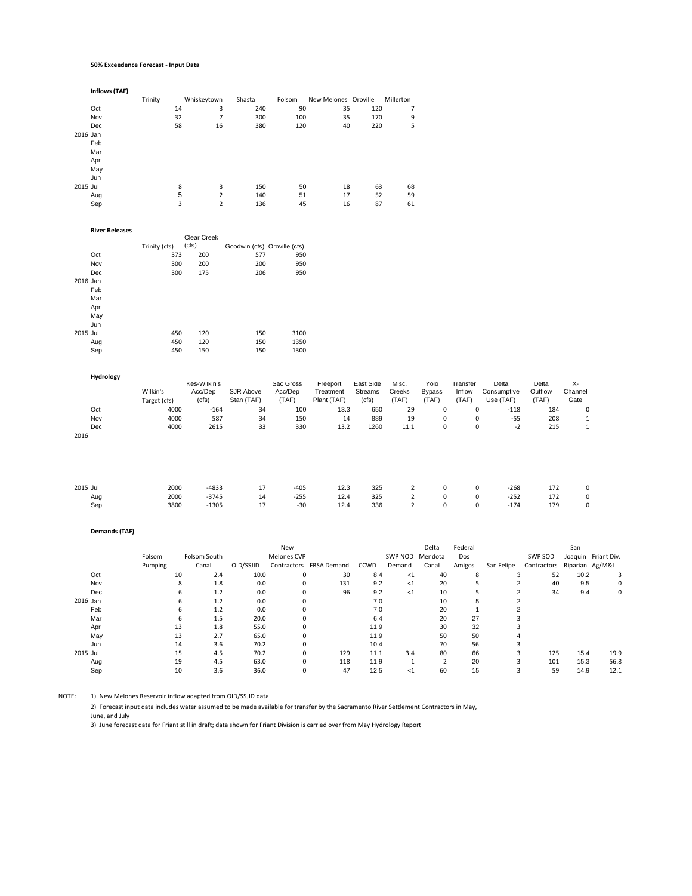**50% Exceedence Forecast - Input Data**

**Inflows (TAF)**

| | | Trinity | Whiskeytown | Shasta | Folsom | New Melones | Oroville | Millerton |
|---|---|---|---|---|---|---|---|---|
| | Oct | 14 | 3 | 240 | 90 | 35 | 120 | 7 |
| | Nov | 32 | 7 | 300 | 100 | 35 | 170 | 9 |
| | Dec | 58 | 16 | 380 | 120 | 40 | 220 | 5 |
| 2016 | Jan | | | | | | | |
| | Feb | | | | | | | |
| | Mar | | | | | | | |
| | Apr | | | | | | | |
| | May | | | | | | | |
| | Jun | | | | | | | |
| 2015 | Jul | 8 | 3 | 150 | 50 | 18 | 63 | 68 |
| | Aug | 5 | 2 | 140 | 51 | 17 | 52 | 59 |
| | Sep | 3 | 2 | 136 | 45 | 16 | 87 | 61 |

**River Releases**

| | | Trinity (cfs) | Clear Creek (cfs) | Goodwin (cfs) | Oroville (cfs) |
|---|---|---|---|---|---|
| | Oct | 373 | 200 | 577 | 950 |
| | Nov | 300 | 200 | 200 | 950 |
| | Dec | 300 | 175 | 206 | 950 |
| 2016 | Jan | | | | |
| | Feb | | | | |
| | Mar | | | | |
| | Apr | | | | |
| | May | | | | |
| | Jun | | | | |
| 2015 | Jul | 450 | 120 | 150 | 3100 |
| | Aug | 450 | 120 | 150 | 1350 |
| | Sep | 450 | 150 | 150 | 1300 |

**Hydrology**

| | | Wilkin's Target (cfs) | Kes-Wilkin's Acc/Dep (cfs) | SJR Above Stan (TAF) | Sac Gross Acc/Dep (TAF) | Freeport Treatment Plant (TAF) | East Side Streams (cfs) | Misc. Creeks (TAF) | Yolo Bypass (TAF) | Transfer Inflow (TAF) | Delta Consumptive Use (TAF) | Delta Outflow (TAF) | X-Channel Gate |
|---|---|---|---|---|---|---|---|---|---|---|---|---|---|
| | Oct | 4000 | -164 | 34 | 100 | 13.3 | 650 | 29 | 0 | 0 | -118 | 184 | 0 |
| | Nov | 4000 | 587 | 34 | 150 | 14 | 889 | 19 | 0 | 0 | -55 | 208 | 1 |
| | Dec | 4000 | 2615 | 33 | 330 | 13.2 | 1260 | 11.1 | 0 | 0 | -2 | 215 | 1 |
| 2016 | | | | | | | | | | | | | |
| 2015 | Jul | 2000 | -4833 | 17 | -405 | 12.3 | 325 | 2 | 0 | 0 | -268 | 172 | 0 |
| | Aug | 2000 | -3745 | 14 | -255 | 12.4 | 325 | 2 | 0 | 0 | -252 | 172 | 0 |
| | Sep | 3800 | -1305 | 17 | -30 | 12.4 | 336 | 2 | 0 | 0 | -174 | 179 | 0 |

**Demands (TAF)**

| | | Folsom Pumping | Folsom South Canal | OID/SSJID | New Melones CVP Contractors | FRSA Demand | CCWD | SWP NOD Demand | Delta Mendota Canal | Federal Dos Amigos | San Felipe | SWP SOD Contractors | San Joaquin Riparian | Friant Div. Ag/M&I |
|---|---|---|---|---|---|---|---|---|---|---|---|---|---|---|
| | Oct | 10 | 2.4 | 10.0 | 0 | 30 | 8.4 | <1 | 40 | 8 | 3 | 52 | 10.2 | 3 |
| | Nov | 8 | 1.8 | 0.0 | 0 | 131 | 9.2 | <1 | 20 | 5 | 2 | 40 | 9.5 | 0 |
| | Dec | 6 | 1.2 | 0.0 | 0 | 96 | 9.2 | <1 | 10 | 5 | 2 | 34 | 9.4 | 0 |
| 2016 | Jan | 6 | 1.2 | 0.0 | 0 | | 7.0 | | 10 | 5 | 2 | | | |
| | Feb | 6 | 1.2 | 0.0 | 0 | | 7.0 | | 20 | 1 | 2 | | | |
| | Mar | 6 | 1.5 | 20.0 | 0 | | 6.4 | | 20 | 27 | 3 | | | |
| | Apr | 13 | 1.8 | 55.0 | 0 | | 11.9 | | 30 | 32 | 3 | | | |
| | May | 13 | 2.7 | 65.0 | 0 | | 11.9 | | 50 | 50 | 4 | | | |
| | Jun | 14 | 3.6 | 70.2 | 0 | | 10.4 | | 70 | 56 | 3 | | | |
| 2015 | Jul | 15 | 4.5 | 70.2 | 0 | 129 | 11.1 | 3.4 | 80 | 66 | 3 | 125 | 15.4 | 19.9 |
| | Aug | 19 | 4.5 | 63.0 | 0 | 118 | 11.9 | 1 | 2 | 20 | 3 | 101 | 15.3 | 56.8 |
| | Sep | 10 | 3.6 | 36.0 | 0 | 47 | 12.5 | <1 | 60 | 15 | 3 | 59 | 14.9 | 12.1 |

NOTE:
1) New Melones Reservoir inflow adapted from OID/SSJID data
2) Forecast input data includes water assumed to be made available for transfer by the Sacramento River Settlement Contractors in May, June, and July
3) June forecast data for Friant still in draft; data shown for Friant Division is carried over from May Hydrology Report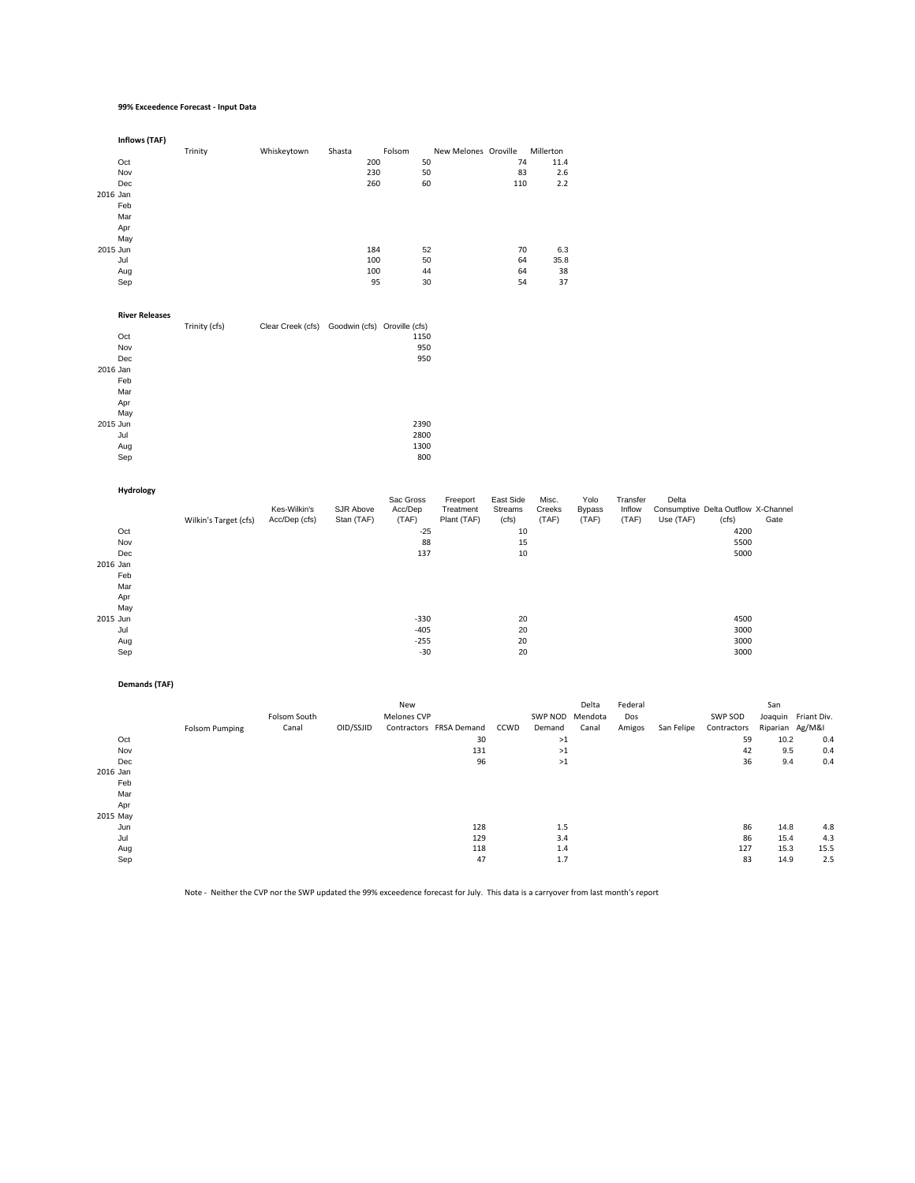**99% Exceedence Forecast - Input Data**

**Inflows (TAF)**

| | Trinity | Whiskeytown | Shasta | Folsom | New Melones | Oroville | Millerton |
|---|---|---|---|---|---|---|---|
| Oct | | | 200 | 50 | | 74 | 11.4 |
| Nov | | | 230 | 50 | | 83 | 2.6 |
| Dec | | | 260 | 60 | | 110 | 2.2 |
| 2016 Jan | | | | | | | |
| Feb | | | | | | | |
| Mar | | | | | | | |
| Apr | | | | | | | |
| May | | | | | | | |
| 2015 Jun | | | 184 | 52 | | 70 | 6.3 |
| Jul | | | 100 | 50 | | 64 | 35.8 |
| Aug | | | 100 | 44 | | 64 | 38 |
| Sep | | | 95 | 30 | | 54 | 37 |

**River Releases**

| | Trinity (cfs) | Clear Creek (cfs) | Goodwin (cfs) | Oroville (cfs) |
|---|---|---|---|---|
| Oct | | | | 1150 |
| Nov | | | | 950 |
| Dec | | | | 950 |
| 2016 Jan | | | | |
| Feb | | | | |
| Mar | | | | |
| Apr | | | | |
| May | | | | |
| 2015 Jun | | | | 2390 |
| Jul | | | | 2800 |
| Aug | | | | 1300 |
| Sep | | | | 800 |

**Hydrology**

| | Wilkin's Target (cfs) | Kes-Wilkin's Acc/Dep (cfs) | SJR Above Stan (TAF) | Sac Gross Acc/Dep (TAF) | Freeport Treatment Plant (TAF) | East Side Streams (cfs) | Misc. Creeks (TAF) | Yolo Bypass (TAF) | Transfer Inflow (TAF) | Delta Consumptive Use (TAF) | Delta Outflow (cfs) | X-Channel Gate |
|---|---|---|---|---|---|---|---|---|---|---|---|---|
| Oct | | | | -25 | | 10 | | | | | 4200 | |
| Nov | | | | 88 | | 15 | | | | | 5500 | |
| Dec | | | | 137 | | 10 | | | | | 5000 | |
| 2016 Jan | | | | | | | | | | | | |
| Feb | | | | | | | | | | | | |
| Mar | | | | | | | | | | | | |
| Apr | | | | | | | | | | | | |
| May | | | | | | | | | | | | |
| 2015 Jun | | | | -330 | | 20 | | | | | 4500 | |
| Jul | | | | -405 | | 20 | | | | | 3000 | |
| Aug | | | | -255 | | 20 | | | | | 3000 | |
| Sep | | | | -30 | | 20 | | | | | 3000 | |

**Demands (TAF)**

| | Folsom Pumping | Folsom South Canal | OID/SSJID | New Melones CVP Contractors | FRSA Demand | CCWD | SWP NOD Demand | Delta Mendota Canal | Federal Dos Amigos | San Felipe | SWP SOD Contractors | San Joaquin Riparian | Friant Div. Ag/M&I |
|---|---|---|---|---|---|---|---|---|---|---|---|---|---|
| Oct | | | | | 30 | | >1 | | | | 59 | 10.2 | 0.4 |
| Nov | | | | | 131 | | >1 | | | | 42 | 9.5 | 0.4 |
| Dec | | | | | 96 | | >1 | | | | 36 | 9.4 | 0.4 |
| 2016 Jan | | | | | | | | | | | | | |
| Feb | | | | | | | | | | | | | |
| Mar | | | | | | | | | | | | | |
| Apr | | | | | | | | | | | | | |
| 2015 May | | | | | | | | | | | | | |
| Jun | | | | | 128 | | 1.5 | | | | 86 | 14.8 | 4.8 |
| Jul | | | | | 129 | | 3.4 | | | | 86 | 15.4 | 4.3 |
| Aug | | | | | 118 | | 1.4 | | | | 127 | 15.3 | 15.5 |
| Sep | | | | | 47 | | 1.7 | | | | 83 | 14.9 | 2.5 |

Note - Neither the CVP nor the SWP updated the 99% exceedence forecast for July. This data is a carryover from last month's report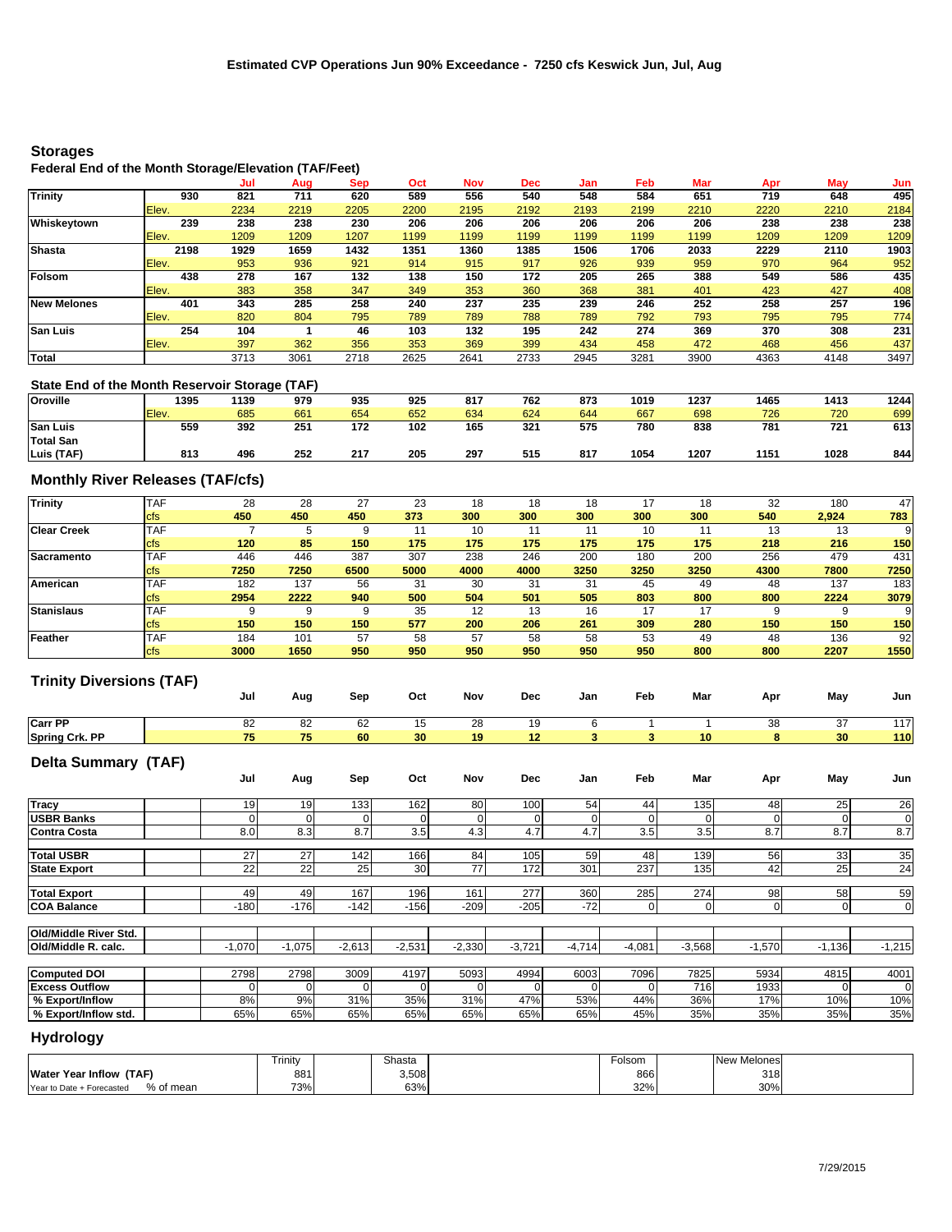## Estimated CVP Operations Jun 90% Exceedance - 7250 cfs Keswick Jun, Jul, Aug

### Storages

**Federal End of the Month Storage/Elevation (TAF/Feet)**

| | | | Jul | Aug | Sep | Oct | Nov | Dec | Jan | Feb | Mar | Apr | May | Jun |
|---|---|---|---|---|---|---|---|---|---|---|---|---|---|---|
| **Trinity** | | 930 | 821 | 711 | 620 | 589 | 556 | 540 | 548 | 584 | 651 | 719 | 648 | 495 |
| | Elev. | | 2234 | 2219 | 2205 | 2200 | 2195 | 2192 | 2193 | 2199 | 2210 | 2220 | 2210 | 2184 |
| **Whiskeytown** | | 239 | 238 | 238 | 230 | 206 | 206 | 206 | 206 | 206 | 206 | 238 | 238 | 238 |
| | Elev. | | 1209 | 1209 | 1207 | 1199 | 1199 | 1199 | 1199 | 1199 | 1199 | 1209 | 1209 | 1209 |
| **Shasta** | | 2198 | 1929 | 1659 | 1432 | 1351 | 1360 | 1385 | 1506 | 1706 | 2033 | 2229 | 2110 | 1903 |
| | Elev. | | 953 | 936 | 921 | 914 | 915 | 917 | 926 | 939 | 959 | 970 | 964 | 952 |
| **Folsom** | | 438 | 278 | 167 | 132 | 138 | 150 | 172 | 205 | 265 | 388 | 549 | 586 | 435 |
| | Elev. | | 383 | 358 | 347 | 349 | 353 | 360 | 368 | 381 | 401 | 423 | 427 | 408 |
| **New Melones** | | 401 | 343 | 285 | 258 | 240 | 237 | 235 | 239 | 246 | 252 | 258 | 257 | 196 |
| | Elev. | | 820 | 804 | 795 | 789 | 789 | 788 | 789 | 792 | 793 | 795 | 795 | 774 |
| **San Luis** | | 254 | 104 | 1 | 46 | 103 | 132 | 195 | 242 | 274 | 369 | 370 | 308 | 231 |
| | Elev. | | 397 | 362 | 356 | 353 | 369 | 399 | 434 | 458 | 472 | 468 | 456 | 437 |
| **Total** | | | 3713 | 3061 | 2718 | 2625 | 2641 | 2733 | 2945 | 3281 | 3900 | 4363 | 4148 | 3497 |

**State End of the Month Reservoir Storage (TAF)**

| | | | Jul | Aug | Sep | Oct | Nov | Dec | Jan | Feb | Mar | Apr | May | Jun |
|---|---|---|---|---|---|---|---|---|---|---|---|---|---|---|
| **Oroville** | | 1395 | 1139 | 979 | 935 | 925 | 817 | 762 | 873 | 1019 | 1237 | 1465 | 1413 | 1244 |
| | Elev. | | 685 | 661 | 654 | 652 | 634 | 624 | 644 | 667 | 698 | 726 | 720 | 699 |
| **San Luis** | | 559 | 392 | 251 | 172 | 102 | 165 | 321 | 575 | 780 | 838 | 781 | 721 | 613 |
| **Total San Luis (TAF)** | | 813 | 496 | 252 | 217 | 205 | 297 | 515 | 817 | 1054 | 1207 | 1151 | 1028 | 844 |

### Monthly River Releases (TAF/cfs)

| | | Jul | Aug | Sep | Oct | Nov | Dec | Jan | Feb | Mar | Apr | May | Jun |
|---|---|---|---|---|---|---|---|---|---|---|---|---|---|
| **Trinity** | TAF | 28 | 28 | 27 | 23 | 18 | 18 | 18 | 17 | 18 | 32 | 180 | 47 |
| | cfs | 450 | 450 | 450 | 373 | 300 | 300 | 300 | 300 | 300 | 540 | 2,924 | 783 |
| **Clear Creek** | TAF | 7 | 5 | 9 | 11 | 10 | 11 | 11 | 10 | 11 | 13 | 13 | 9 |
| | cfs | 120 | 85 | 150 | 175 | 175 | 175 | 175 | 175 | 175 | 218 | 216 | 150 |
| **Sacramento** | TAF | 446 | 446 | 387 | 307 | 238 | 246 | 200 | 180 | 200 | 256 | 479 | 431 |
| | cfs | 7250 | 7250 | 6500 | 5000 | 4000 | 4000 | 3250 | 3250 | 3250 | 4300 | 7800 | 7250 |
| **American** | TAF | 182 | 137 | 56 | 31 | 30 | 31 | 31 | 45 | 49 | 48 | 137 | 183 |
| | cfs | 2954 | 2222 | 940 | 500 | 504 | 501 | 505 | 803 | 800 | 800 | 2224 | 3079 |
| **Stanislaus** | TAF | 9 | 9 | 9 | 35 | 12 | 13 | 16 | 17 | 17 | 9 | 9 | 9 |
| | cfs | 150 | 150 | 150 | 577 | 200 | 206 | 261 | 309 | 280 | 150 | 150 | 150 |
| **Feather** | TAF | 184 | 101 | 57 | 58 | 57 | 58 | 58 | 53 | 49 | 48 | 136 | 92 |
| | cfs | 3000 | 1650 | 950 | 950 | 950 | 950 | 950 | 950 | 800 | 800 | 2207 | 1550 |

### Trinity Diversions (TAF)

| | Jul | Aug | Sep | Oct | Nov | Dec | Jan | Feb | Mar | Apr | May | Jun |
|---|---|---|---|---|---|---|---|---|---|---|---|---|
| **Carr PP** | 82 | 82 | 62 | 15 | 28 | 19 | 6 | 1 | 1 | 38 | 37 | 117 |
| **Spring Crk. PP** | 75 | 75 | 60 | 30 | 19 | 12 | 3 | 3 | 10 | 8 | 30 | 110 |

### Delta Summary (TAF)

| | Jul | Aug | Sep | Oct | Nov | Dec | Jan | Feb | Mar | Apr | May | Jun |
|---|---|---|---|---|---|---|---|---|---|---|---|---|
| **Tracy** | 19 | 19 | 133 | 162 | 80 | 100 | 54 | 44 | 135 | 48 | 25 | 26 |
| **USBR Banks** | 0 | 0 | 0 | 0 | 0 | 0 | 0 | 0 | 0 | 0 | 0 | 0 |
| **Contra Costa** | 8.0 | 8.3 | 8.7 | 3.5 | 4.3 | 4.7 | 4.7 | 3.5 | 3.5 | 8.7 | 8.7 | 8.7 |
| **Total USBR** | 27 | 27 | 142 | 166 | 84 | 105 | 59 | 48 | 139 | 56 | 33 | 35 |
| **State Export** | 22 | 22 | 25 | 30 | 77 | 172 | 301 | 237 | 135 | 42 | 25 | 24 |
| **Total Export** | 49 | 49 | 167 | 196 | 161 | 277 | 360 | 285 | 274 | 98 | 58 | 59 |
| **COA Balance** | -180 | -176 | -142 | -156 | -209 | -205 | -72 | 0 | 0 | 0 | 0 | 0 |
| **Old/Middle River Std.** | | | | | | | | | | | | |
| **Old/Middle R. calc.** | -1,070 | -1,075 | -2,613 | -2,531 | -2,330 | -3,721 | -4,714 | -4,081 | -3,568 | -1,570 | -1,136 | -1,215 |
| **Computed DOI** | 2798 | 2798 | 3009 | 4197 | 5093 | 4994 | 6003 | 7096 | 7825 | 5934 | 4815 | 4001 |
| **Excess Outflow** | 0 | 0 | 0 | 0 | 0 | 0 | 0 | 0 | 716 | 1933 | 0 | 0 |
| **% Export/Inflow** | 8% | 9% | 31% | 35% | 31% | 47% | 53% | 44% | 36% | 17% | 10% | 10% |
| **% Export/Inflow std.** | 65% | 65% | 65% | 65% | 65% | 65% | 65% | 45% | 35% | 35% | 35% | 35% |

### Hydrology

| | Trinity | Shasta | Folsom | New Melones |
|---|---|---|---|---|
| **Water Year Inflow (TAF)** | 881 | 3,508 | 866 | 318 |
| Year to Date + Forecasted % of mean | 73% | 63% | 32% | 30% |

7/29/2015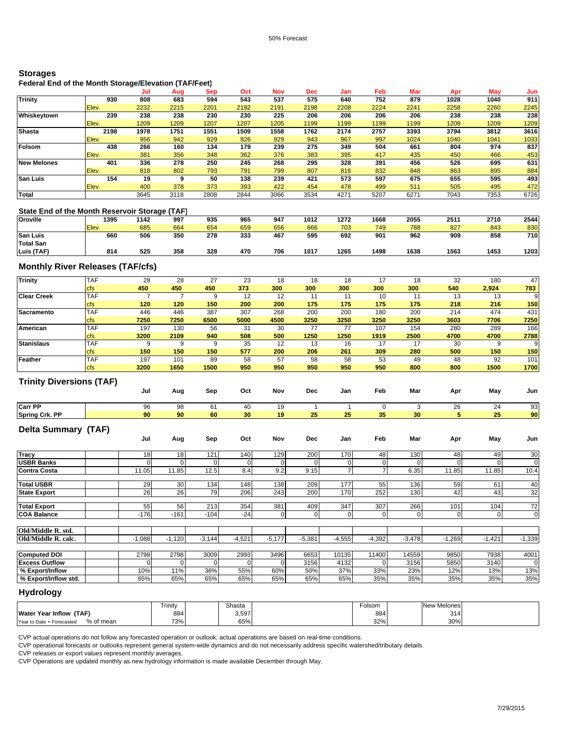50% Forecast

## Storages

### Federal End of the Month Storage/Elevation (TAF/Feet)

| | | | Jul | Aug | Sep | Oct | Nov | Dec | Jan | Feb | Mar | Apr | May | Jun |
|---|---|---|---|---|---|---|---|---|---|---|---|---|---|---|
| Trinity | | 930 | 808 | 683 | 594 | 543 | 537 | 575 | 640 | 752 | 879 | 1028 | 1040 | 911 |
| | Elev. | | 2232 | 2215 | 2201 | 2192 | 2191 | 2198 | 2208 | 2224 | 2241 | 2258 | 2260 | 2245 |
| Whiskeytown | | 239 | 238 | 238 | 230 | 230 | 225 | 206 | 206 | 206 | 206 | 238 | 238 | 238 |
| | Elev. | | 1209 | 1209 | 1207 | 1207 | 1205 | 1199 | 1199 | 1199 | 1199 | 1209 | 1209 | 1209 |
| Shasta | | 2198 | 1978 | 1751 | 1551 | 1509 | 1558 | 1762 | 2174 | 2757 | 3393 | 3794 | 3812 | 3616 |
| | Elev. | | 956 | 942 | 929 | 926 | 929 | 943 | 967 | 997 | 1024 | 1040 | 1041 | 1033 |
| Folsom | | 438 | 266 | 160 | 134 | 179 | 239 | 275 | 349 | 504 | 661 | 804 | 974 | 837 |
| | Elev. | | 381 | 356 | 348 | 362 | 376 | 383 | 395 | 417 | 435 | 450 | 466 | 453 |
| New Melones | | 401 | 336 | 278 | 250 | 245 | 268 | 295 | 328 | 391 | 456 | 526 | 695 | 631 |
| | Elev. | | 818 | 802 | 793 | 791 | 799 | 807 | 816 | 832 | 848 | 863 | 895 | 884 |
| San Luis | | 154 | 19 | 9 | 50 | 138 | 239 | 421 | 573 | 597 | 675 | 655 | 595 | 493 |
| | Elev. | | 400 | 378 | 373 | 393 | 422 | 454 | 478 | 499 | 511 | 505 | 495 | 472 |
| Total | | | 3645 | 3118 | 2808 | 2844 | 3066 | 3534 | 4271 | 5207 | 6271 | 7043 | 7353 | 6726 |

### State End of the Month Reservoir Storage (TAF)

| | | | Jul | Aug | Sep | Oct | Nov | Dec | Jan | Feb | Mar | Apr | May | Jun |
|---|---|---|---|---|---|---|---|---|---|---|---|---|---|---|
| Oroville | | 1395 | 1142 | 997 | 935 | 965 | 947 | 1012 | 1272 | 1668 | 2055 | 2511 | 2710 | 2544 |
| | Elev. | | 685 | 664 | 654 | 659 | 656 | 666 | 703 | 749 | 788 | 827 | 843 | 830 |
| San Luis | | 660 | 506 | 350 | 278 | 333 | 467 | 595 | 692 | 901 | 962 | 909 | 858 | 710 |
| Total San Luis (TAF) | | 814 | 525 | 358 | 328 | 470 | 706 | 1017 | 1265 | 1498 | 1638 | 1563 | 1453 | 1203 |

## Monthly River Releases (TAF/cfs)

| | | Jul | Aug | Sep | Oct | Nov | Dec | Jan | Feb | Mar | Apr | May | Jun |
|---|---|---|---|---|---|---|---|---|---|---|---|---|---|
| Trinity | TAF | 28 | 28 | 27 | 23 | 18 | 18 | 18 | 17 | 18 | 32 | 180 | 47 |
| | cfs | 450 | 450 | 450 | 373 | 300 | 300 | 300 | 300 | 300 | 540 | 2,924 | 783 |
| Clear Creek | TAF | 7 | 7 | 9 | 12 | 12 | 11 | 11 | 10 | 11 | 13 | 13 | 9 |
| | cfs | 120 | 120 | 150 | 200 | 200 | 175 | 175 | 175 | 175 | 218 | 216 | 150 |
| Sacramento | TAF | 446 | 446 | 387 | 307 | 268 | 200 | 200 | 180 | 200 | 214 | 474 | 431 |
| | cfs | 7250 | 7250 | 6500 | 5000 | 4500 | 3250 | 3250 | 3250 | 3250 | 3603 | 7706 | 7250 |
| American | TAF | 197 | 130 | 56 | 31 | 30 | 77 | 77 | 107 | 154 | 280 | 289 | 166 |
| | cfs | 3200 | 2109 | 940 | 508 | 500 | 1250 | 1250 | 1919 | 2500 | 4700 | 4700 | 2788 |
| Stanislaus | TAF | 9 | 9 | 9 | 35 | 12 | 13 | 16 | 17 | 17 | 30 | 9 | 9 |
| | cfs | 150 | 150 | 150 | 577 | 200 | 206 | 261 | 309 | 280 | 500 | 150 | 150 |
| Feather | TAF | 197 | 101 | 89 | 58 | 57 | 58 | 58 | 53 | 49 | 48 | 92 | 101 |
| | cfs | 3200 | 1650 | 1500 | 950 | 950 | 950 | 950 | 950 | 800 | 800 | 1500 | 1700 |

## Trinity Diversions (TAF)

| | Jul | Aug | Sep | Oct | Nov | Dec | Jan | Feb | Mar | Apr | May | Jun |
|---|---|---|---|---|---|---|---|---|---|---|---|---|
| Carr PP | 96 | 98 | 61 | 40 | 19 | 1 | 1 | 0 | 3 | 26 | 24 | 93 |
| Spring Crk. PP | 90 | 90 | 60 | 30 | 19 | 25 | 25 | 35 | 30 | 5 | 25 | 90 |

## Delta Summary (TAF)

| | Jul | Aug | Sep | Oct | Nov | Dec | Jan | Feb | Mar | Apr | May | Jun |
|---|---|---|---|---|---|---|---|---|---|---|---|---|
| Tracy | 18 | 18 | 121 | 140 | 129 | 200 | 170 | 48 | 130 | 48 | 49 | 30 |
| USBR Banks | 0 | 0 | 0 | 0 | 0 | 0 | 0 | 0 | 0 | 0 | 0 | 0 |
| Contra Costa | 11.05 | 11.85 | 12.5 | 8.4 | 9.2 | 9.15 | 7 | 7 | 6.35 | 11.85 | 11.85 | 10.4 |
| Total USBR | 29 | 30 | 134 | 148 | 138 | 209 | 177 | 55 | 136 | 59 | 61 | 40 |
| State Export | 26 | 26 | 79 | 206 | 243 | 200 | 170 | 252 | 130 | 42 | 43 | 32 |
| Total Export | 55 | 56 | 213 | 354 | 381 | 409 | 347 | 307 | 266 | 101 | 104 | 72 |
| COA Balance | -176 | -161 | -104 | -24 | 0 | 0 | 0 | 0 | 0 | 0 | 0 | 0 |
| Old/Middle R. std. | | | | | | | | | | | | |
| Old/Middle R. calc. | -1,088 | -1,120 | -3,144 | -4,521 | -5,177 | -5,381 | -4,555 | -4,392 | -3,478 | -1,269 | -1,421 | -1,339 |
| Computed DOI | 2798 | 2798 | 3009 | 2993 | 3496 | 6653 | 10135 | 11400 | 14559 | 9850 | 7938 | 4001 |
| Excess Outflow | 0 | 0 | 0 | 0 | 0 | 3156 | 4132 | 0 | 3156 | 5850 | 3140 | 0 |
| % Export/Inflow | 10% | 11% | 36% | 55% | 60% | 50% | 37% | 33% | 23% | 12% | 13% | 13% |
| % Export/Inflow std. | 65% | 65% | 65% | 65% | 65% | 65% | 65% | 35% | 35% | 35% | 35% | 35% |

## Hydrology

| | Trinity | Shasta | Folsom | New Melones |
|---|---|---|---|---|
| Water Year Inflow (TAF) | 884 | 3,597 | 884 | 314 |
| Year to Date + Forecasted % of mean | 73% | 65% | 32% | 30% |

CVP actual operations do not follow any forecasted operation or outlook; actual operations are based on real-time conditions.

CVP operational forecasts or outlooks represent general system-wide dynamics and do not necessarily address specific watershed/tributary details.

CVP releases or export values represent monthly averages.

CVP Operations are updated monthly as new hydrology information is made available December through May.

7/29/2015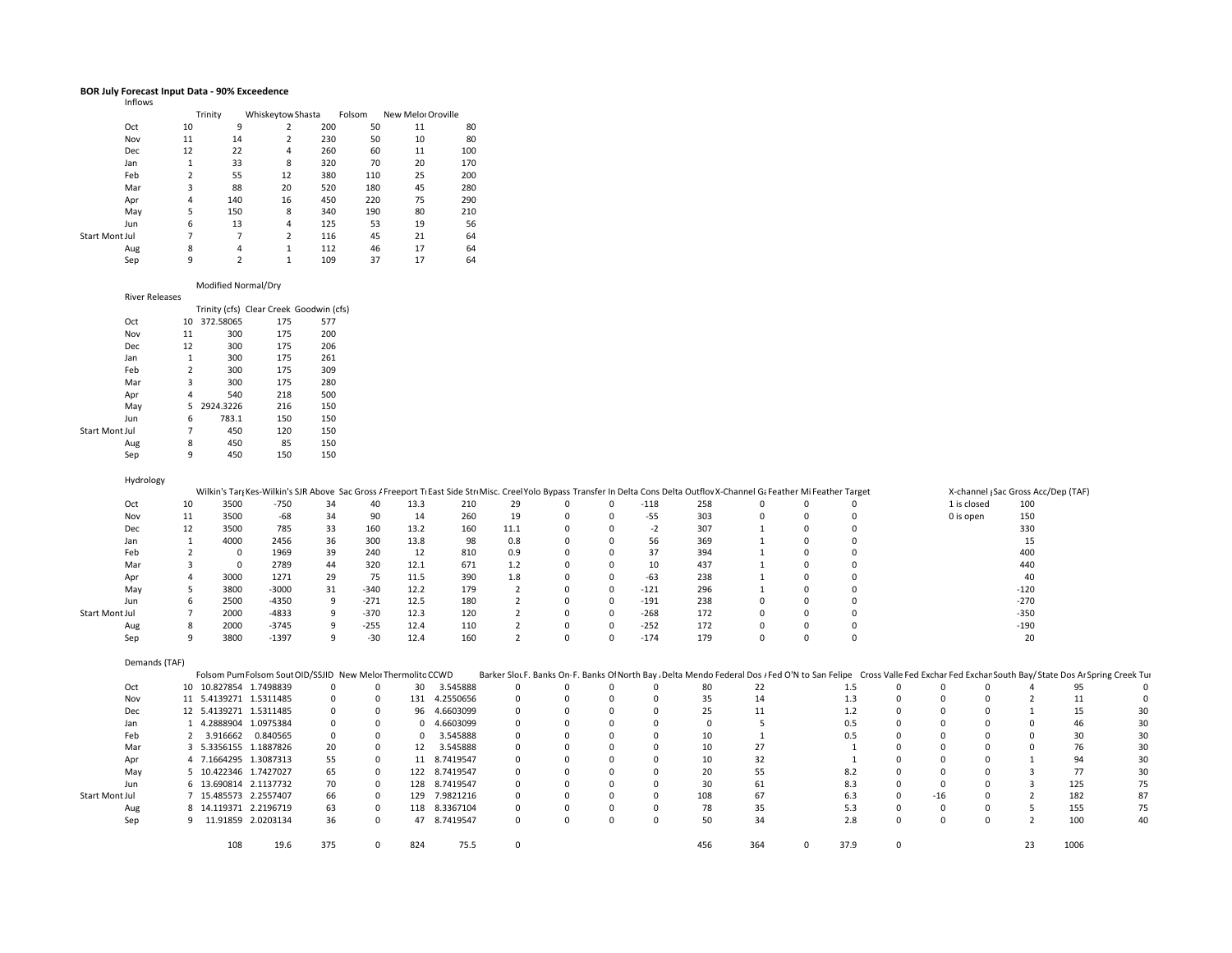**BOR July Forecast Input Data - 90% Exceedence**

Inflows

| | | Trinity | Whiskeytow | Shasta | Folsom | New Melor | Oroville |
|---|---|---|---|---|---|---|---|
| Oct | 10 | 9 | 2 | 200 | 50 | 11 | 80 |
| Nov | 11 | 14 | 2 | 230 | 50 | 10 | 80 |
| Dec | 12 | 22 | 4 | 260 | 60 | 11 | 100 |
| Jan | 1 | 33 | 8 | 320 | 70 | 20 | 170 |
| Feb | 2 | 55 | 12 | 380 | 110 | 25 | 200 |
| Mar | 3 | 88 | 20 | 520 | 180 | 45 | 280 |
| Apr | 4 | 140 | 16 | 450 | 220 | 75 | 290 |
| May | 5 | 150 | 8 | 340 | 190 | 80 | 210 |
| Jun | 6 | 13 | 4 | 125 | 53 | 19 | 56 |
| Start Mont Jul | 7 | 7 | 2 | 116 | 45 | 21 | 64 |
| Aug | 8 | 4 | 1 | 112 | 46 | 17 | 64 |
| Sep | 9 | 2 | 1 | 109 | 37 | 17 | 64 |

Modified Normal/Dry

River Releases

| | | Trinity (cfs) | Clear Creek | Goodwin (cfs) |
|---|---|---|---|---|
| Oct | 10 | 372.58065 | 175 | 577 |
| Nov | 11 | 300 | 175 | 200 |
| Dec | 12 | 300 | 175 | 206 |
| Jan | 1 | 300 | 175 | 261 |
| Feb | 2 | 300 | 175 | 309 |
| Mar | 3 | 300 | 175 | 280 |
| Apr | 4 | 540 | 218 | 500 |
| May | 5 | 2924.3226 | 216 | 150 |
| Jun | 6 | 783.1 | 150 | 150 |
| Start Mont Jul | 7 | 450 | 120 | 150 |
| Aug | 8 | 450 | 85 | 150 |
| Sep | 9 | 450 | 150 | 150 |

Hydrology

| | | Wilkin's Targ | Kes-Wilkin's | SJR Above | Sac Gross A | Freeport Ti | East Side Str | Misc. Creel | Yolo Bypass | Transfer In | Delta Cons | Delta Outflov | X-Channel Ga | Feather Mi | Feather Target | | X-channel g | Sac Gross Acc/Dep (TAF) |
|---|---|---|---|---|---|---|---|---|---|---|---|---|---|---|---|---|---|---|
| Oct | 10 | 3500 | -750 | 34 | 40 | 13.3 | 210 | 29 | 0 | 0 | -118 | 258 | 0 | 0 | 0 | | 1 is closed | 100 |
| Nov | 11 | 3500 | -68 | 34 | 90 | 14 | 260 | 19 | 0 | 0 | -55 | 303 | 0 | 0 | 0 | | 0 is open | 150 |
| Dec | 12 | 3500 | 785 | 33 | 160 | 13.2 | 160 | 11.1 | 0 | 0 | -2 | 307 | 1 | 0 | 0 | | | 330 |
| Jan | 1 | 4000 | 2456 | 36 | 300 | 13.8 | 98 | 0.8 | 0 | 0 | 56 | 369 | 1 | 0 | 0 | | | 15 |
| Feb | 2 | 0 | 1969 | 39 | 240 | 12 | 810 | 0.9 | 0 | 0 | 37 | 394 | 1 | 0 | 0 | | | 400 |
| Mar | 3 | 0 | 2789 | 44 | 320 | 12.1 | 671 | 1.2 | 0 | 0 | 10 | 437 | 1 | 0 | 0 | | | 440 |
| Apr | 4 | 3000 | 1271 | 29 | 75 | 11.5 | 390 | 1.8 | 0 | 0 | -63 | 238 | 1 | 0 | 0 | | | 40 |
| May | 5 | 3800 | -3000 | 31 | -340 | 12.2 | 179 | 2 | 0 | 0 | -121 | 296 | 1 | 0 | 0 | | | -120 |
| Jun | 6 | 2500 | -4350 | 9 | -271 | 12.5 | 180 | 2 | 0 | 0 | -191 | 238 | 0 | 0 | 0 | | | -270 |
| Start Mont Jul | 7 | 2000 | -4833 | 9 | -370 | 12.3 | 120 | 2 | 0 | 0 | -268 | 172 | 0 | 0 | 0 | | | -350 |
| Aug | 8 | 2000 | -3745 | 9 | -255 | 12.4 | 110 | 2 | 0 | 0 | -252 | 172 | 0 | 0 | 0 | | | -190 |
| Sep | 9 | 3800 | -1397 | 9 | -30 | 12.4 | 160 | 2 | 0 | 0 | -174 | 179 | 0 | 0 | 0 | | | 20 |

Demands (TAF)

| | | Folsom Pum | Folsom Sout | OID/SSJID | New Melor | Thermolito | CCWD | Barker Slou | F. Banks On- | F. Banks Of | North Bay A | Delta Mendo | Federal Dos | Fed O'N to San Felipe | | Cross Valle | Fed Exchar | Fed Exchar | South Bay/ | State Dos Ar | Spring Creek Tur |
|---|---|---|---|---|---|---|---|---|---|---|---|---|---|---|---|---|---|---|---|---|---|
| Oct | 10 | 10.827854 | 1.7498839 | 0 | 0 | 30 | 3.545888 | 0 | 0 | 0 | 0 | 80 | 22 | | 1.5 | 0 | 0 | 0 | 4 | 95 | 0 |
| Nov | 11 | 5.4139271 | 1.5311485 | 0 | 0 | 131 | 4.2550656 | 0 | 0 | 0 | 0 | 35 | 14 | | 1.3 | 0 | 0 | 0 | 2 | 11 | 0 |
| Dec | 12 | 5.4139271 | 1.5311485 | 0 | 0 | 96 | 4.6603099 | 0 | 0 | 0 | 0 | 25 | 11 | | 1.2 | 0 | 0 | 0 | 1 | 15 | 30 |
| Jan | 1 | 4.2888904 | 1.0975384 | 0 | 0 | 0 | 4.6603099 | 0 | 0 | 0 | 0 | 0 | 5 | | 0.5 | 0 | 0 | 0 | 0 | 46 | 30 |
| Feb | 2 | 3.916662 | 0.840565 | 0 | 0 | 0 | 3.545888 | 0 | 0 | 0 | 0 | 10 | 1 | | 0.5 | 0 | 0 | 0 | 0 | 30 | 30 |
| Mar | 3 | 5.3356155 | 1.1887826 | 20 | 0 | 12 | 3.545888 | 0 | 0 | 0 | 0 | 10 | 27 | | 1 | 0 | 0 | 0 | 0 | 76 | 30 |
| Apr | 4 | 7.1664295 | 1.3087313 | 55 | 0 | 11 | 8.7419547 | 0 | 0 | 0 | 0 | 10 | 32 | | 1 | 0 | 0 | 0 | 1 | 94 | 30 |
| May | 5 | 10.422346 | 1.7427027 | 65 | 0 | 122 | 8.7419547 | 0 | 0 | 0 | 0 | 20 | 55 | | 8.2 | 0 | 0 | 0 | 3 | 77 | 30 |
| Jun | 6 | 13.690814 | 2.1137732 | 70 | 0 | 128 | 8.7419547 | 0 | 0 | 0 | 0 | 30 | 61 | | 8.3 | 0 | 0 | 0 | 3 | 125 | 75 |
| Start Mont Jul | 7 | 15.485573 | 2.2557407 | 66 | 0 | 129 | 7.9821216 | 0 | 0 | 0 | 0 | 108 | 67 | | 6.3 | 0 | -16 | 0 | 2 | 182 | 87 |
| Aug | 8 | 14.119371 | 2.2196719 | 63 | 0 | 118 | 8.3367104 | 0 | 0 | 0 | 0 | 78 | 35 | | 5.3 | 0 | 0 | 0 | 5 | 155 | 75 |
| Sep | 9 | 11.91859 | 2.0203134 | 36 | 0 | 47 | 8.7419547 | 0 | 0 | 0 | 0 | 50 | 34 | | 2.8 | 0 | 0 | 0 | 2 | 100 | 40 |
| | | 108 | 19.6 | 375 | 0 | 824 | 75.5 | 0 | | | | 456 | 364 | 0 | 37.9 | 0 | | | 23 | 1006 | |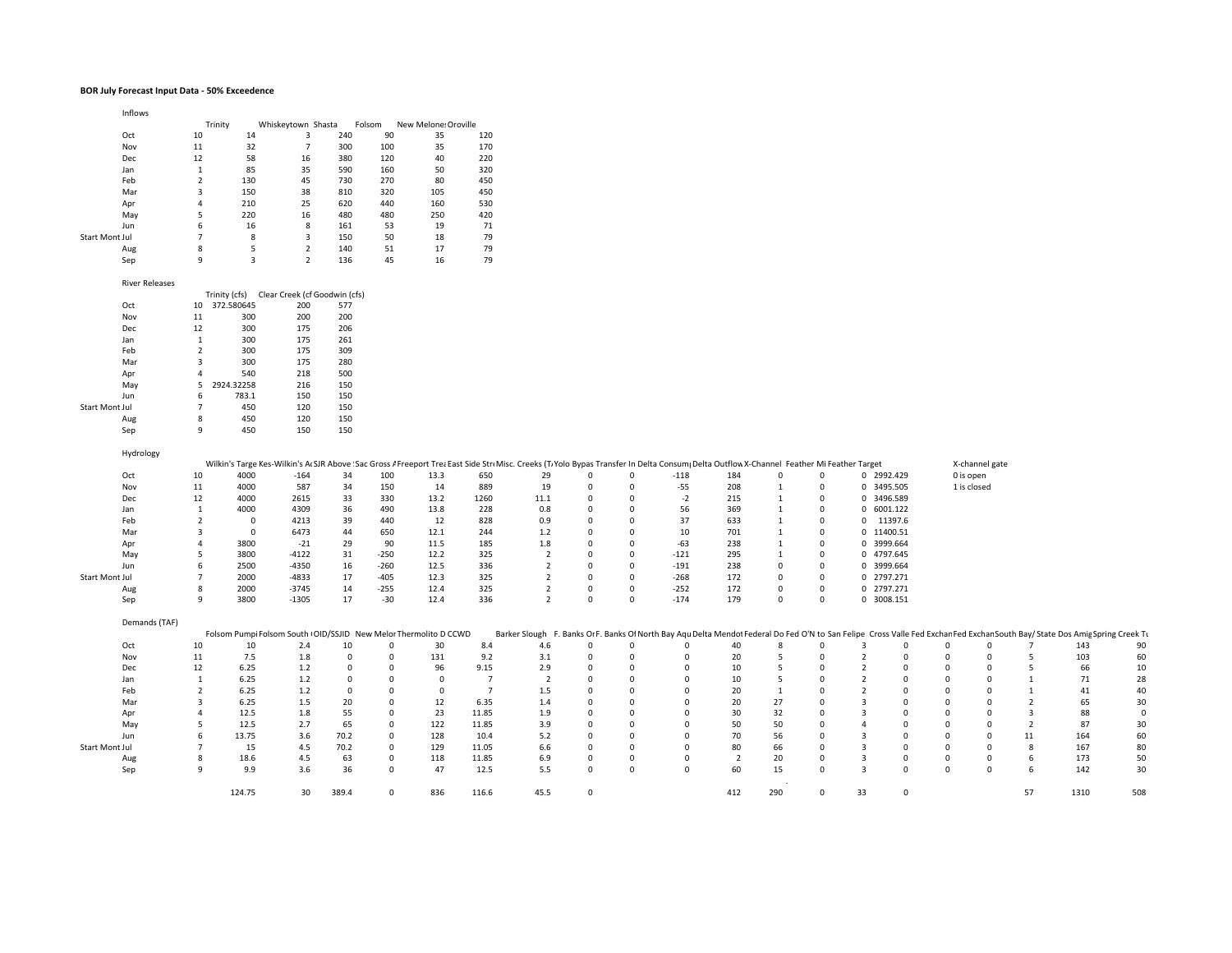**BOR July Forecast Input Data - 50% Exceedence**

Inflows

| | | | Trinity | Whiskeytown | Shasta | Folsom | New Melones | Oroville |
|---|---|---|---|---|---|---|---|---|
| | Oct | 10 | 14 | 3 | 240 | 90 | 35 | 120 |
| | Nov | 11 | 32 | 7 | 300 | 100 | 35 | 170 |
| | Dec | 12 | 58 | 16 | 380 | 120 | 40 | 220 |
| | Jan | 1 | 85 | 35 | 590 | 160 | 50 | 320 |
| | Feb | 2 | 130 | 45 | 730 | 270 | 80 | 450 |
| | Mar | 3 | 150 | 38 | 810 | 320 | 105 | 450 |
| | Apr | 4 | 210 | 25 | 620 | 440 | 160 | 530 |
| | May | 5 | 220 | 16 | 480 | 480 | 250 | 420 |
| | Jun | 6 | 16 | 8 | 161 | 53 | 19 | 71 |
| Start Mont | Jul | 7 | 8 | 3 | 150 | 50 | 18 | 79 |
| | Aug | 8 | 5 | 2 | 140 | 51 | 17 | 79 |
| | Sep | 9 | 3 | 2 | 136 | 45 | 16 | 79 |

River Releases

| | | | Trinity (cfs) | Clear Creek (cf | Goodwin (cfs) |
|---|---|---|---|---|---|
| | Oct | 10 | 372.580645 | 200 | 577 |
| | Nov | 11 | 300 | 200 | 200 |
| | Dec | 12 | 300 | 175 | 206 |
| | Jan | 1 | 300 | 175 | 261 |
| | Feb | 2 | 300 | 175 | 309 |
| | Mar | 3 | 300 | 175 | 280 |
| | Apr | 4 | 540 | 218 | 500 |
| | May | 5 | 2924.32258 | 216 | 150 |
| | Jun | 6 | 783.1 | 150 | 150 |
| Start Mont | Jul | 7 | 450 | 120 | 150 |
| | Aug | 8 | 450 | 120 | 150 |
| | Sep | 9 | 450 | 150 | 150 |

Hydrology

| | | | Wilkin's Targe | Kes-Wilkin's Ac | SJR Above | Sac Gross A | Freeport Trea | East Side Stre | Misc. Creeks (T | Yolo Bypas | Transfer In | Delta Consum | Delta Outflow | X-Channel | Feather Mi | Feather Target | |
|---|---|---|---|---|---|---|---|---|---|---|---|---|---|---|---|---|---|
| | Oct | 10 | 4000 | -164 | 34 | 100 | 13.3 | 650 | 29 | 0 | 0 | -118 | 184 | 0 | 0 | 0 | 2992.429 |
| | Nov | 11 | 4000 | 587 | 34 | 150 | 14 | 889 | 19 | 0 | 0 | -55 | 208 | 1 | 0 | 0 | 3495.505 |
| | Dec | 12 | 4000 | 2615 | 33 | 330 | 13.2 | 1260 | 11.1 | 0 | 0 | -2 | 215 | 1 | 0 | 0 | 3496.589 |
| | Jan | 1 | 4000 | 4309 | 36 | 490 | 13.8 | 228 | 0.8 | 0 | 0 | 56 | 369 | 1 | 0 | 0 | 6001.122 |
| | Feb | 2 | 0 | 4213 | 39 | 440 | 12 | 828 | 0.9 | 0 | 0 | 37 | 633 | 1 | 0 | 0 | 11397.6 |
| | Mar | 3 | 0 | 6473 | 44 | 650 | 12.1 | 244 | 1.2 | 0 | 0 | 10 | 701 | 1 | 0 | 0 | 11400.51 |
| | Apr | 4 | 3800 | -21 | 29 | 90 | 11.5 | 185 | 1.8 | 0 | 0 | -63 | 238 | 1 | 0 | 0 | 3999.664 |
| | May | 5 | 3800 | -4122 | 31 | -250 | 12.2 | 325 | 2 | 0 | 0 | -121 | 295 | 1 | 0 | 0 | 4797.645 |
| | Jun | 6 | 2500 | -4350 | 16 | -260 | 12.5 | 336 | 2 | 0 | 0 | -191 | 238 | 0 | 0 | 0 | 3999.664 |
| Start Mont | Jul | 7 | 2000 | -4833 | 17 | -405 | 12.3 | 325 | 2 | 0 | 0 | -268 | 172 | 0 | 0 | 0 | 2797.271 |
| | Aug | 8 | 2000 | -3745 | 14 | -255 | 12.4 | 325 | 2 | 0 | 0 | -252 | 172 | 0 | 0 | 0 | 2797.271 |
| | Sep | 9 | 3800 | -1305 | 17 | -30 | 12.4 | 336 | 2 | 0 | 0 | -174 | 179 | 0 | 0 | 0 | 3008.151 |

X-channel gate
0 is open
1 is closed

Demands (TAF)

| | | | Folsom Pumpi | Folsom South | OID/SSJID | New Melor | Thermolito D | CCWD | Barker Slough | F. Banks Or | F. Banks Of | North Bay Aqu | Delta Mendot | Federal Do | Fed O'N | to San Felipe | Cross Valle | Fed Exchan | Fed Exchan | South Bay/ | State Dos Amig | Spring Creek Tu |
|---|---|---|---|---|---|---|---|---|---|---|---|---|---|---|---|---|---|---|---|---|---|---|
| | Oct | 10 | 10 | 2.4 | 10 | 0 | 30 | 8.4 | 4.6 | 0 | 0 | 0 | 40 | 8 | 0 | 3 | 0 | 0 | 0 | 7 | 143 | 90 |
| | Nov | 11 | 7.5 | 1.8 | 0 | 0 | 131 | 9.2 | 3.1 | 0 | 0 | 0 | 20 | 5 | 0 | 2 | 0 | 0 | 0 | 5 | 103 | 60 |
| | Dec | 12 | 6.25 | 1.2 | 0 | 0 | 96 | 9.15 | 2.9 | 0 | 0 | 0 | 10 | 5 | 0 | 2 | 0 | 0 | 0 | 5 | 66 | 10 |
| | Jan | 1 | 6.25 | 1.2 | 0 | 0 | 0 | 7 | 2 | 0 | 0 | 0 | 10 | 5 | 0 | 2 | 0 | 0 | 0 | 1 | 71 | 28 |
| | Feb | 2 | 6.25 | 1.2 | 0 | 0 | 0 | 7 | 1.5 | 0 | 0 | 0 | 20 | 1 | 0 | 2 | 0 | 0 | 0 | 1 | 41 | 40 |
| | Mar | 3 | 6.25 | 1.5 | 20 | 0 | 12 | 6.35 | 1.4 | 0 | 0 | 0 | 20 | 27 | 0 | 3 | 0 | 0 | 0 | 2 | 65 | 30 |
| | Apr | 4 | 12.5 | 1.8 | 55 | 0 | 23 | 11.85 | 1.9 | 0 | 0 | 0 | 30 | 32 | 0 | 3 | 0 | 0 | 0 | 3 | 88 | 0 |
| | May | 5 | 12.5 | 2.7 | 65 | 0 | 122 | 11.85 | 3.9 | 0 | 0 | 0 | 50 | 50 | 0 | 4 | 0 | 0 | 0 | 2 | 87 | 30 |
| | Jun | 6 | 13.75 | 3.6 | 70.2 | 0 | 128 | 10.4 | 5.2 | 0 | 0 | 0 | 70 | 56 | 0 | 3 | 0 | 0 | 0 | 11 | 164 | 60 |
| Start Mont | Jul | 7 | 15 | 4.5 | 70.2 | 0 | 129 | 11.05 | 6.6 | 0 | 0 | 0 | 80 | 66 | 0 | 3 | 0 | 0 | 0 | 8 | 167 | 80 |
| | Aug | 8 | 18.6 | 4.5 | 63 | 0 | 118 | 11.85 | 6.9 | 0 | 0 | 0 | 2 | 20 | 0 | 3 | 0 | 0 | 0 | 6 | 173 | 50 |
| | Sep | 9 | 9.9 | 3.6 | 36 | 0 | 47 | 12.5 | 5.5 | 0 | 0 | 0 | 60 | 15 | 0 | 3 | 0 | 0 | 0 | 6 | 142 | 30 |
| | | | 124.75 | 30 | 389.4 | 0 | 836 | 116.6 | 45.5 | 0 | | | 412 | 290 | 0 | 33 | 0 | | | 57 | 1310 | 508 |